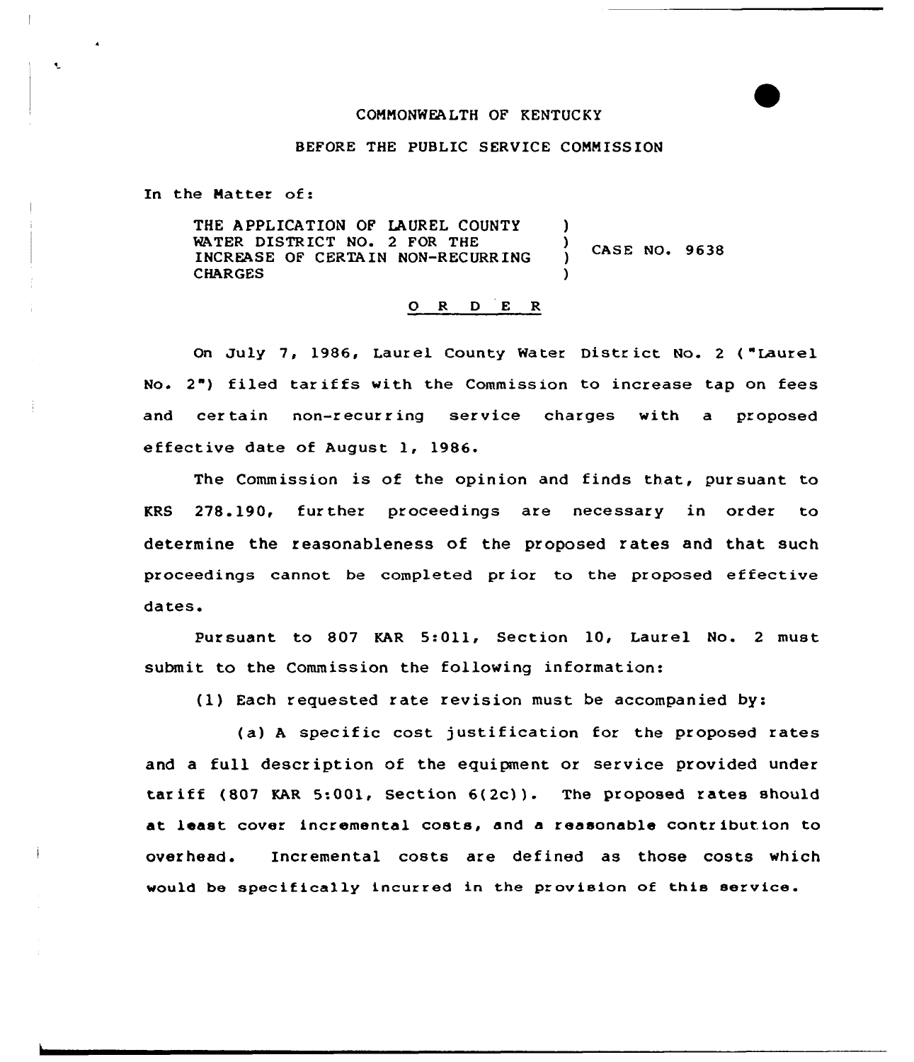COMMONWEALTH OF KENTUCKY

BEFORE THE PUBLIC SERVICE COMMISSION

In the Matter of:

THE APPLICATION OF LAUREL COUNTY WATER DISTRICT NO. 2 FOR THE INCREASE OF CERTAIN NON-RECURRING CHARGES ) CASE NO. 9638

O R D E R

On July 7, 1986, Laurel County Water District No. 2 ("Laurel No. 2") filed tariffs with the Commission to increase tap on fees and certain non-recurring service charges with a proposed effective date of August 1, 1986.

The Commission is of the opinion and finds that, pursuant to KRS 278.190, further proceedings are necessary in order to determine the reasonableness of the proposed rates and that such proceedings cannot be completed prior to the proposed effective dates.

Pursuant to 807 KAR 5:011, Section 10, Laurel No. 2 must submit to the Commission the following information:

(1) Each requested rate revision must be accompanied by:

(a) A specific cost justification for the proposed rates and a full description of the equipment or service provided under tariff (807 KAR 5:001, Section 6(2c)). The proposed rates should at least cover incremental costs, and a reasonable contribution to overhead. Incremental costs are defined as those costs which would be specifically incurred in the provision of this service.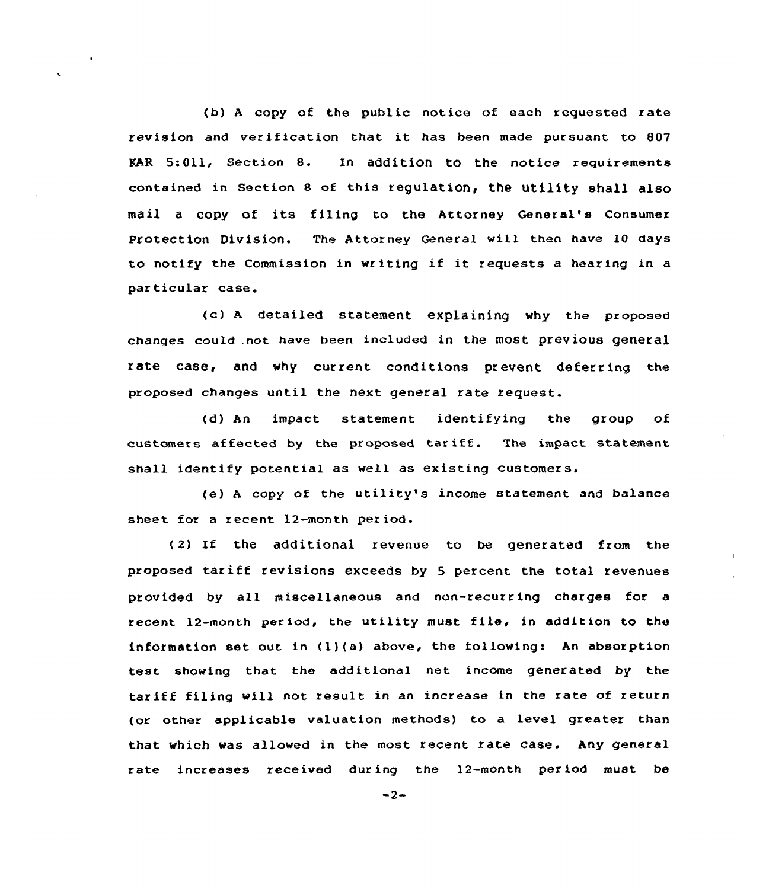(b) A copy of the public notice of each requested rate revision and verification that it has been made pursuant to 807 KAR 5:011, Section 8. In addition to the notice requirements contained in Section 8 of this regulation, the utility shall also mail a copy of its filing to the Attorney General's Consumer Protection Division. The Attorney General will then have 10 days to notify the Commission in writing if it requests a hearing in a particular case.

(c) A detailed statement explaining why the proposed changes could not have been included in the most previous general rate case, and why current conditions prevent deferring the proposed changes until the next general rate request.

(d) An impact statement identifying the group of customers affected by the proposed tariff. The impact statement shall identify potential as well as existing customers.

(e) A copy of the utility's income statement and balance sheet for a recent 12-month period.

(2) If the additional revenue to be generated from the proposed tariff revisions exceeds by 5 percent the total revenues provided by all miscellaneous and non-recurring charges for a recent 12-month period, the utility must file, in addition to the information set out in (1)(a) above, the following: An absorption test showing that the additional net income generated by the tariff filing will not result in an increase in the rate of return (or other applicable valuation methods) to a level greater than that which was allowed in the most recent rate case. Any general rate increases received during the 12-month period must be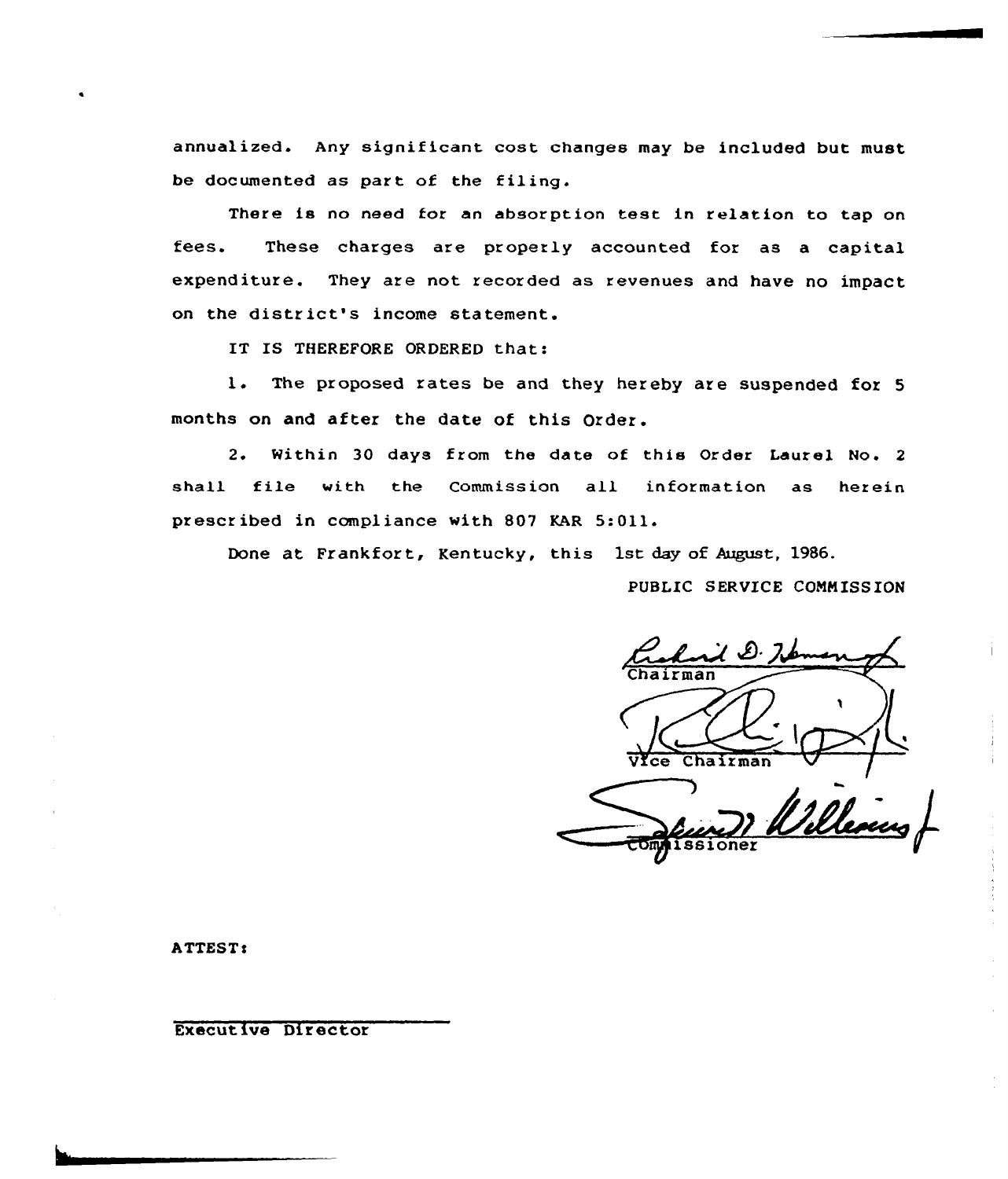annualized. Any significant cost changes may be included but must be documented as part of the filing.

There is no need for an absorption test in relation to tap on fees. These charges are properly accounted for as a capital expenditure. They are not recorded as revenues and have no impact on the district's income statement.

IT IS THEREFORE ORDERED that:

1. The proposed rates be and they hereby are suspended for 5 months on and after the date of this Order.

2. Within 30 days from the date of this Order Laurel No. 2 shall file with the Commission all information as herein prescribed in compliance with 807 KAR 5:011.

Done at Frankfort, Kentucky, this 1st day of August, 1986.

PUBLIC SERVICE COMMISSION

Chairman

Vice Chairman

Commissioner

ATTEST:

Executive Director